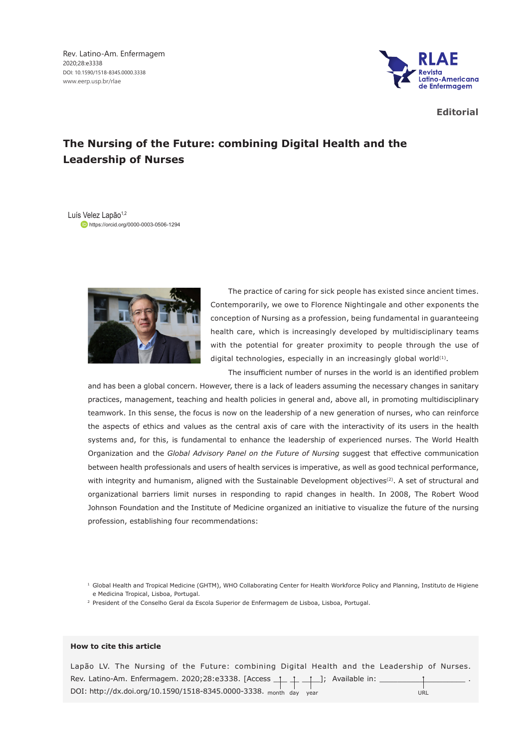Rev. Latino-Am. Enfermagem
2020;28:e3338
DOI: 10.1590/1518-8345.0000.3338
www.eerp.usp.br/rlae

**Editorial**

# The Nursing of the Future: combining Digital Health and the Leadership of Nurses

Luís Velez Lapão[1,2]
https://orcid.org/0000-0003-0506-1294

The practice of caring for sick people has existed since ancient times. Contemporarily, we owe to Florence Nightingale and other exponents the conception of Nursing as a profession, being fundamental in guaranteeing health care, which is increasingly developed by multidisciplinary teams with the potential for greater proximity to people through the use of digital technologies, especially in an increasingly global world[1].

The insufficient number of nurses in the world is an identified problem and has been a global concern. However, there is a lack of leaders assuming the necessary changes in sanitary practices, management, teaching and health policies in general and, above all, in promoting multidisciplinary teamwork. In this sense, the focus is now on the leadership of a new generation of nurses, who can reinforce the aspects of ethics and values as the central axis of care with the interactivity of its users in the health systems and, for this, is fundamental to enhance the leadership of experienced nurses. The World Health Organization and the *Global Advisory Panel on the Future of Nursing* suggest that effective communication between health professionals and users of health services is imperative, as well as good technical performance, with integrity and humanism, aligned with the Sustainable Development objectives[2]. A set of structural and organizational barriers limit nurses in responding to rapid changes in health. In 2008, The Robert Wood Johnson Foundation and the Institute of Medicine organized an initiative to visualize the future of the nursing profession, establishing four recommendations:

[1] Global Health and Tropical Medicine (GHTM), WHO Collaborating Center for Health Workforce Policy and Planning, Instituto de Higiene e Medicina Tropical, Lisboa, Portugal.

[2] President of the Conselho Geral da Escola Superior de Enfermagem de Lisboa, Lisboa, Portugal.

**How to cite this article**

Lapão LV. The Nursing of the Future: combining Digital Health and the Leadership of Nurses. Rev. Latino-Am. Enfermagem. 2020;28:e3338. [Access ___ ___ ___]; Available in: ___________ . DOI: http://dx.doi.org/10.1590/1518-8345.0000-3338.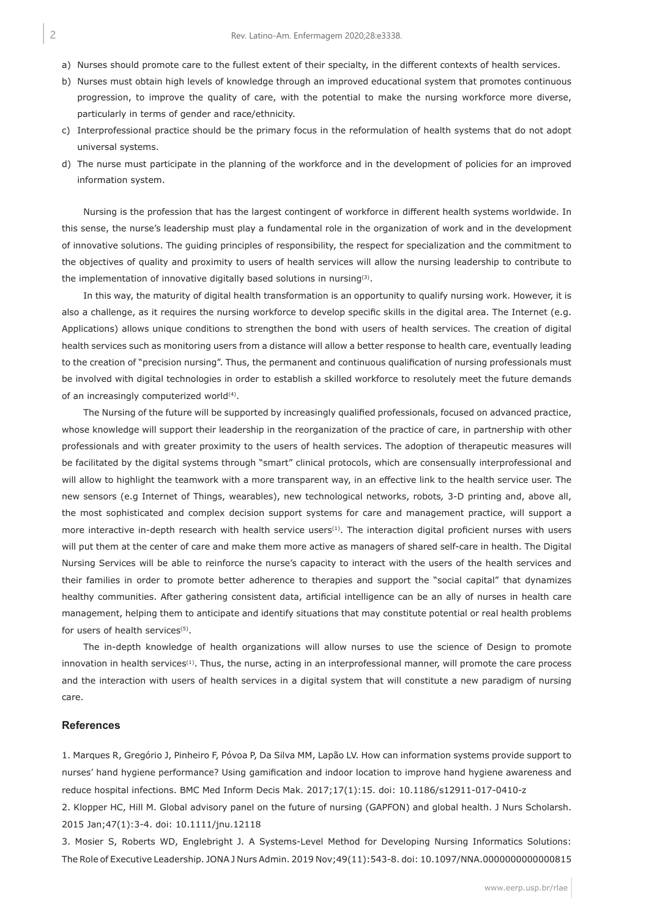a) Nurses should promote care to the fullest extent of their specialty, in the different contexts of health services.
b) Nurses must obtain high levels of knowledge through an improved educational system that promotes continuous progression, to improve the quality of care, with the potential to make the nursing workforce more diverse, particularly in terms of gender and race/ethnicity.
c) Interprofessional practice should be the primary focus in the reformulation of health systems that do not adopt universal systems.
d) The nurse must participate in the planning of the workforce and in the development of policies for an improved information system.

Nursing is the profession that has the largest contingent of workforce in different health systems worldwide. In this sense, the nurse's leadership must play a fundamental role in the organization of work and in the development of innovative solutions. The guiding principles of responsibility, the respect for specialization and the commitment to the objectives of quality and proximity to users of health services will allow the nursing leadership to contribute to the implementation of innovative digitally based solutions in nursing[3].

In this way, the maturity of digital health transformation is an opportunity to qualify nursing work. However, it is also a challenge, as it requires the nursing workforce to develop specific skills in the digital area. The Internet (e.g. Applications) allows unique conditions to strengthen the bond with users of health services. The creation of digital health services such as monitoring users from a distance will allow a better response to health care, eventually leading to the creation of "precision nursing". Thus, the permanent and continuous qualification of nursing professionals must be involved with digital technologies in order to establish a skilled workforce to resolutely meet the future demands of an increasingly computerized world[4].

The Nursing of the future will be supported by increasingly qualified professionals, focused on advanced practice, whose knowledge will support their leadership in the reorganization of the practice of care, in partnership with other professionals and with greater proximity to the users of health services. The adoption of therapeutic measures will be facilitated by the digital systems through "smart" clinical protocols, which are consensually interprofessional and will allow to highlight the teamwork with a more transparent way, in an effective link to the health service user. The new sensors (e.g Internet of Things, wearables), new technological networks, robots, 3-D printing and, above all, the most sophisticated and complex decision support systems for care and management practice, will support a more interactive in-depth research with health service users[1]. The interaction digital proficient nurses with users will put them at the center of care and make them more active as managers of shared self-care in health. The Digital Nursing Services will be able to reinforce the nurse's capacity to interact with the users of the health services and their families in order to promote better adherence to therapies and support the "social capital" that dynamizes healthy communities. After gathering consistent data, artificial intelligence can be an ally of nurses in health care management, helping them to anticipate and identify situations that may constitute potential or real health problems for users of health services[5].

The in-depth knowledge of health organizations will allow nurses to use the science of Design to promote innovation in health services[1]. Thus, the nurse, acting in an interprofessional manner, will promote the care process and the interaction with users of health services in a digital system that will constitute a new paradigm of nursing care.

## References

1. Marques R, Gregório J, Pinheiro F, Póvoa P, Da Silva MM, Lapão LV. How can information systems provide support to nurses' hand hygiene performance? Using gamification and indoor location to improve hand hygiene awareness and reduce hospital infections. BMC Med Inform Decis Mak. 2017;17(1):15. doi: 10.1186/s12911-017-0410-z

2. Klopper HC, Hill M. Global advisory panel on the future of nursing (GAPFON) and global health. J Nurs Scholarsh. 2015 Jan;47(1):3-4. doi: 10.1111/jnu.12118

3. Mosier S, Roberts WD, Englebright J. A Systems-Level Method for Developing Nursing Informatics Solutions: The Role of Executive Leadership. JONA J Nurs Admin. 2019 Nov;49(11):543-8. doi: 10.1097/NNA.0000000000000815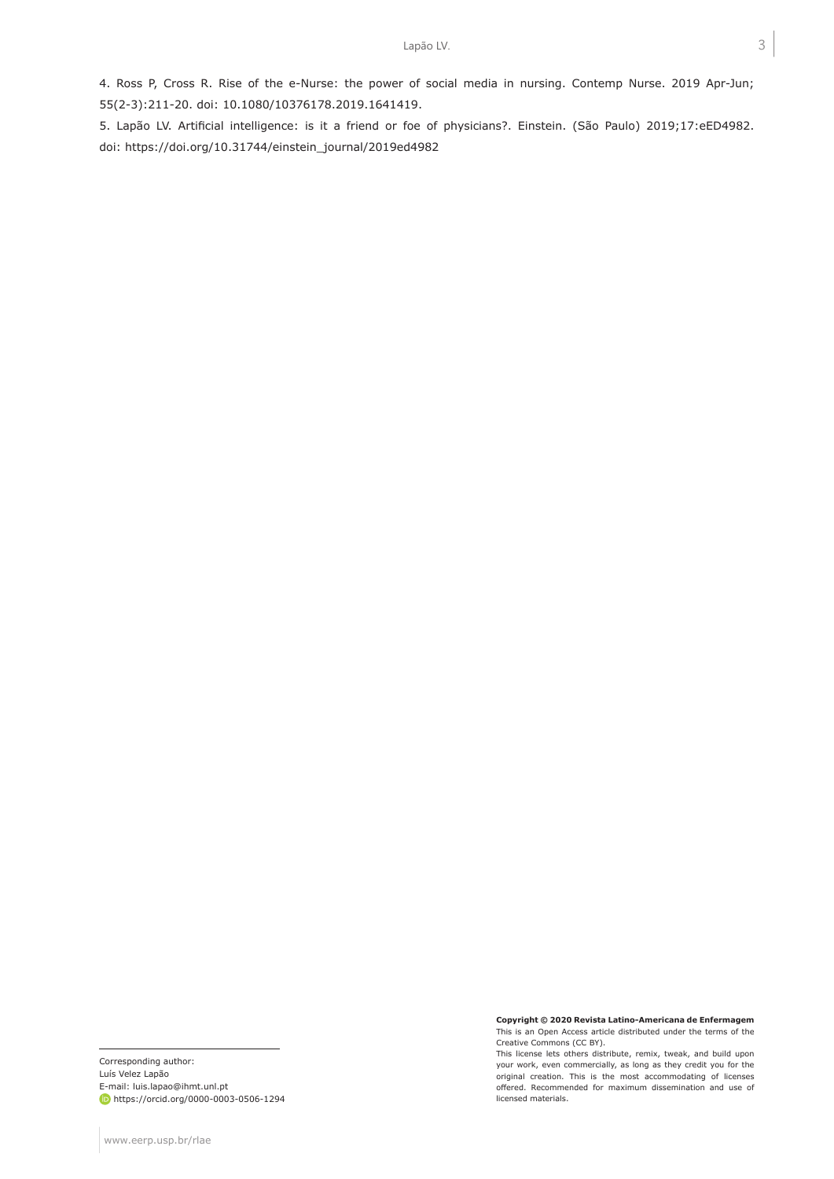4. Ross P, Cross R. Rise of the e-Nurse: the power of social media in nursing. Contemp Nurse. 2019 Apr-Jun; 55(2-3):211-20. doi: 10.1080/10376178.2019.1641419.

5. Lapão LV. Artificial intelligence: is it a friend or foe of physicians?. Einstein. (São Paulo) 2019;17:eED4982. doi: https://doi.org/10.31744/einstein_journal/2019ed4982

Corresponding author:
Luís Velez Lapão
E-mail: luis.lapao@ihmt.unl.pt
https://orcid.org/0000-0003-0506-1294

**Copyright © 2020 Revista Latino-Americana de Enfermagem**
This is an Open Access article distributed under the terms of the Creative Commons (CC BY).
This license lets others distribute, remix, tweak, and build upon your work, even commercially, as long as they credit you for the original creation. This is the most accommodating of licenses offered. Recommended for maximum dissemination and use of licensed materials.